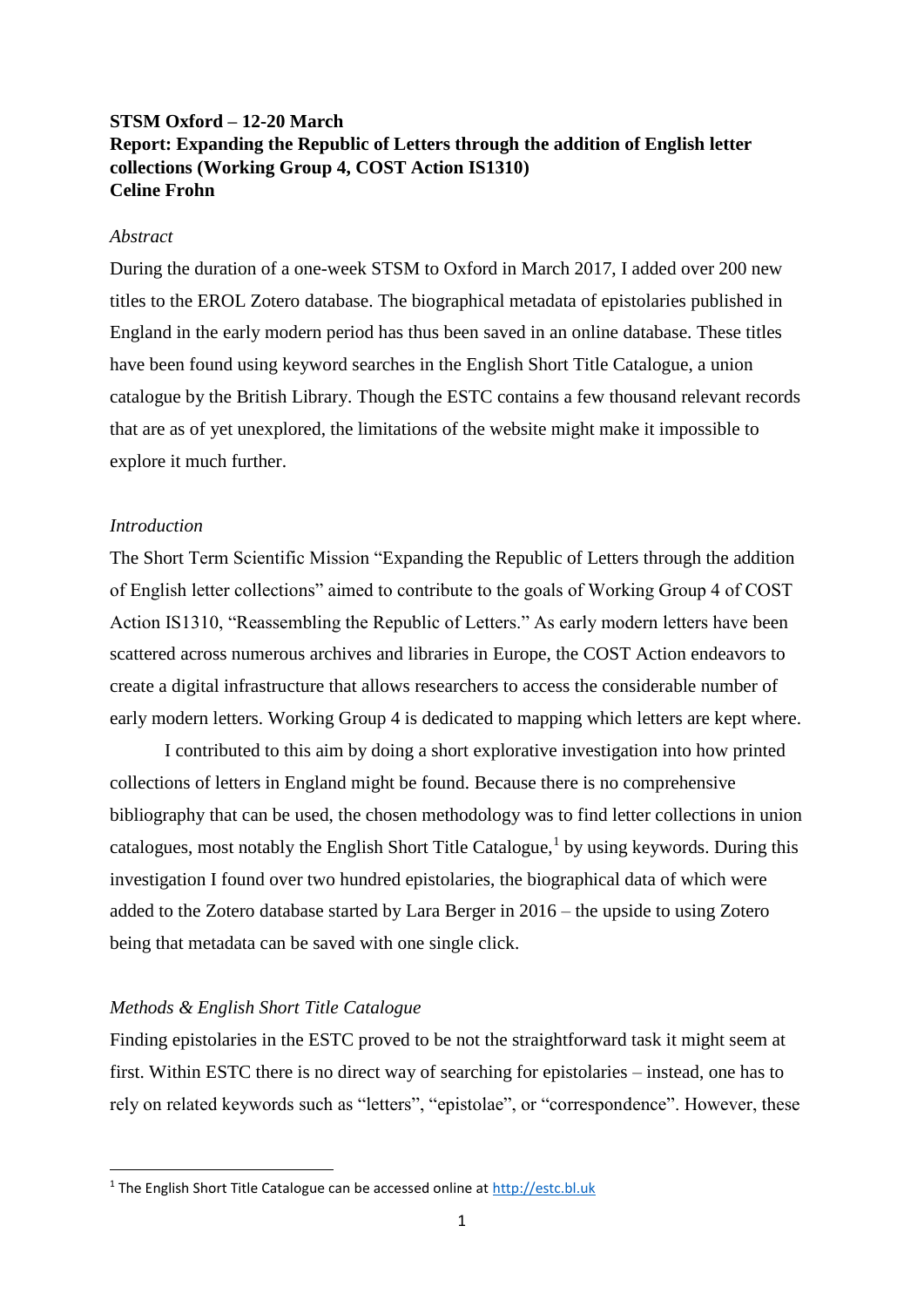**STSM Oxford – 12-20 March**
**Report: Expanding the Republic of Letters through the addition of English letter collections (Working Group 4, COST Action IS1310)**
**Celine Frohn**

*Abstract*

During the duration of a one-week STSM to Oxford in March 2017, I added over 200 new titles to the EROL Zotero database. The biographical metadata of epistolaries published in England in the early modern period has thus been saved in an online database. These titles have been found using keyword searches in the English Short Title Catalogue, a union catalogue by the British Library. Though the ESTC contains a few thousand relevant records that are as of yet unexplored, the limitations of the website might make it impossible to explore it much further.

*Introduction*

The Short Term Scientific Mission "Expanding the Republic of Letters through the addition of English letter collections" aimed to contribute to the goals of Working Group 4 of COST Action IS1310, "Reassembling the Republic of Letters." As early modern letters have been scattered across numerous archives and libraries in Europe, the COST Action endeavors to create a digital infrastructure that allows researchers to access the considerable number of early modern letters. Working Group 4 is dedicated to mapping which letters are kept where.

I contributed to this aim by doing a short explorative investigation into how printed collections of letters in England might be found. Because there is no comprehensive bibliography that can be used, the chosen methodology was to find letter collections in union catalogues, most notably the English Short Title Catalogue,[1] by using keywords. During this investigation I found over two hundred epistolaries, the biographical data of which were added to the Zotero database started by Lara Berger in 2016 – the upside to using Zotero being that metadata can be saved with one single click.

*Methods & English Short Title Catalogue*

Finding epistolaries in the ESTC proved to be not the straightforward task it might seem at first. Within ESTC there is no direct way of searching for epistolaries – instead, one has to rely on related keywords such as "letters", "epistolae", or "correspondence". However, these

[1] The English Short Title Catalogue can be accessed online at http://estc.bl.uk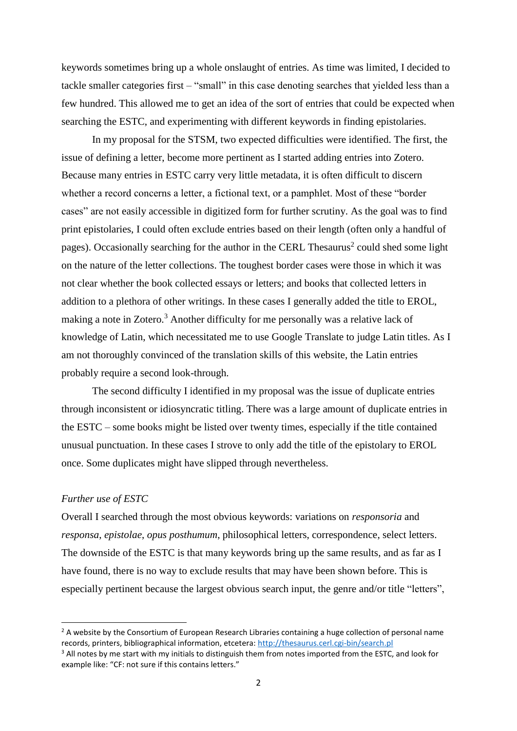keywords sometimes bring up a whole onslaught of entries. As time was limited, I decided to tackle smaller categories first – "small" in this case denoting searches that yielded less than a few hundred. This allowed me to get an idea of the sort of entries that could be expected when searching the ESTC, and experimenting with different keywords in finding epistolaries.

In my proposal for the STSM, two expected difficulties were identified. The first, the issue of defining a letter, become more pertinent as I started adding entries into Zotero. Because many entries in ESTC carry very little metadata, it is often difficult to discern whether a record concerns a letter, a fictional text, or a pamphlet. Most of these "border cases" are not easily accessible in digitized form for further scrutiny. As the goal was to find print epistolaries, I could often exclude entries based on their length (often only a handful of pages). Occasionally searching for the author in the CERL Thesaurus[2] could shed some light on the nature of the letter collections. The toughest border cases were those in which it was not clear whether the book collected essays or letters; and books that collected letters in addition to a plethora of other writings. In these cases I generally added the title to EROL, making a note in Zotero.[3] Another difficulty for me personally was a relative lack of knowledge of Latin, which necessitated me to use Google Translate to judge Latin titles. As I am not thoroughly convinced of the translation skills of this website, the Latin entries probably require a second look-through.

The second difficulty I identified in my proposal was the issue of duplicate entries through inconsistent or idiosyncratic titling. There was a large amount of duplicate entries in the ESTC – some books might be listed over twenty times, especially if the title contained unusual punctuation. In these cases I strove to only add the title of the epistolary to EROL once. Some duplicates might have slipped through nevertheless.

*Further use of ESTC*

Overall I searched through the most obvious keywords: variations on *responsoria* and *responsa*, *epistolae*, *opus posthumum*, philosophical letters, correspondence, select letters. The downside of the ESTC is that many keywords bring up the same results, and as far as I have found, there is no way to exclude results that may have been shown before. This is especially pertinent because the largest obvious search input, the genre and/or title "letters",

---

[2] A website by the Consortium of European Research Libraries containing a huge collection of personal name records, printers, bibliographical information, etcetera: http://thesaurus.cerl.cgi-bin/search.pl

[3] All notes by me start with my initials to distinguish them from notes imported from the ESTC, and look for example like: "CF: not sure if this contains letters."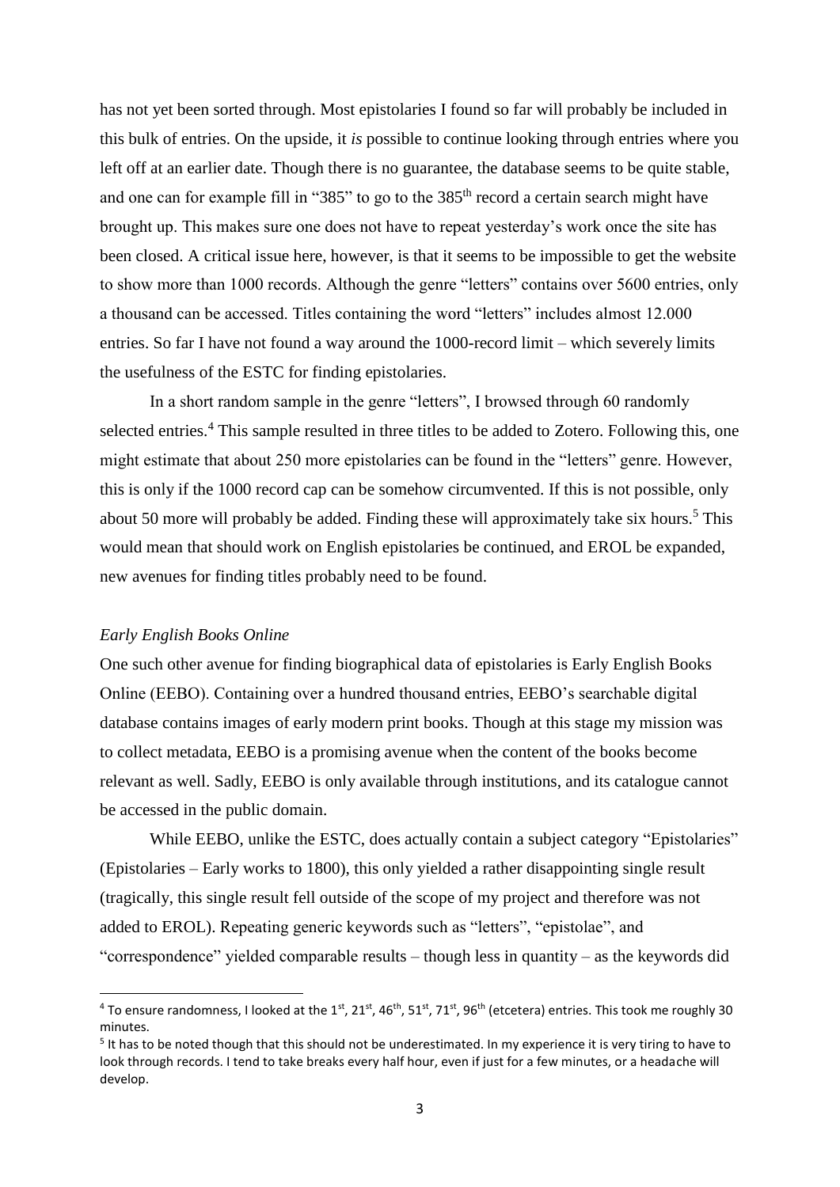has not yet been sorted through. Most epistolaries I found so far will probably be included in this bulk of entries. On the upside, it *is* possible to continue looking through entries where you left off at an earlier date. Though there is no guarantee, the database seems to be quite stable, and one can for example fill in "385" to go to the 385th record a certain search might have brought up. This makes sure one does not have to repeat yesterday's work once the site has been closed. A critical issue here, however, is that it seems to be impossible to get the website to show more than 1000 records. Although the genre "letters" contains over 5600 entries, only a thousand can be accessed. Titles containing the word "letters" includes almost 12.000 entries. So far I have not found a way around the 1000-record limit – which severely limits the usefulness of the ESTC for finding epistolaries.

In a short random sample in the genre "letters", I browsed through 60 randomly selected entries.[4] This sample resulted in three titles to be added to Zotero. Following this, one might estimate that about 250 more epistolaries can be found in the "letters" genre. However, this is only if the 1000 record cap can be somehow circumvented. If this is not possible, only about 50 more will probably be added. Finding these will approximately take six hours.[5] This would mean that should work on English epistolaries be continued, and EROL be expanded, new avenues for finding titles probably need to be found.

*Early English Books Online*

One such other avenue for finding biographical data of epistolaries is Early English Books Online (EEBO). Containing over a hundred thousand entries, EEBO's searchable digital database contains images of early modern print books. Though at this stage my mission was to collect metadata, EEBO is a promising avenue when the content of the books become relevant as well. Sadly, EEBO is only available through institutions, and its catalogue cannot be accessed in the public domain.

While EEBO, unlike the ESTC, does actually contain a subject category "Epistolaries" (Epistolaries – Early works to 1800), this only yielded a rather disappointing single result (tragically, this single result fell outside of the scope of my project and therefore was not added to EROL). Repeating generic keywords such as "letters", "epistolae", and "correspondence" yielded comparable results – though less in quantity – as the keywords did

---

[4] To ensure randomness, I looked at the 1st, 21st, 46th, 51st, 71st, 96th (etcetera) entries. This took me roughly 30 minutes.

[5] It has to be noted though that this should not be underestimated. In my experience it is very tiring to have to look through records. I tend to take breaks every half hour, even if just for a few minutes, or a headache will develop.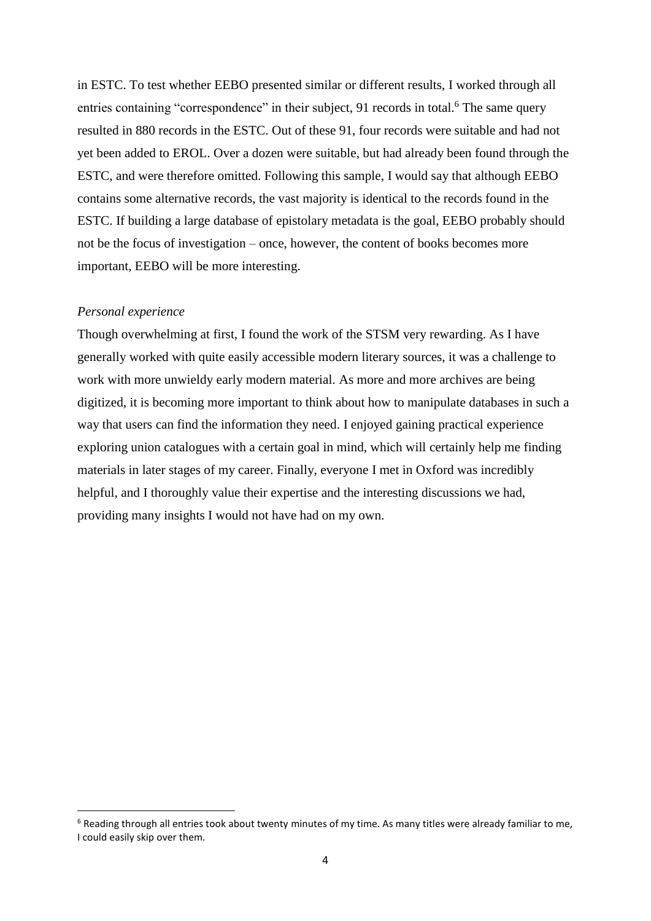in ESTC. To test whether EEBO presented similar or different results, I worked through all entries containing "correspondence" in their subject, 91 records in total.[6] The same query resulted in 880 records in the ESTC. Out of these 91, four records were suitable and had not yet been added to EROL. Over a dozen were suitable, but had already been found through the ESTC, and were therefore omitted. Following this sample, I would say that although EEBO contains some alternative records, the vast majority is identical to the records found in the ESTC. If building a large database of epistolary metadata is the goal, EEBO probably should not be the focus of investigation – once, however, the content of books becomes more important, EEBO will be more interesting.

*Personal experience*

Though overwhelming at first, I found the work of the STSM very rewarding. As I have generally worked with quite easily accessible modern literary sources, it was a challenge to work with more unwieldy early modern material. As more and more archives are being digitized, it is becoming more important to think about how to manipulate databases in such a way that users can find the information they need. I enjoyed gaining practical experience exploring union catalogues with a certain goal in mind, which will certainly help me finding materials in later stages of my career. Finally, everyone I met in Oxford was incredibly helpful, and I thoroughly value their expertise and the interesting discussions we had, providing many insights I would not have had on my own.

---

[6] Reading through all entries took about twenty minutes of my time. As many titles were already familiar to me, I could easily skip over them.